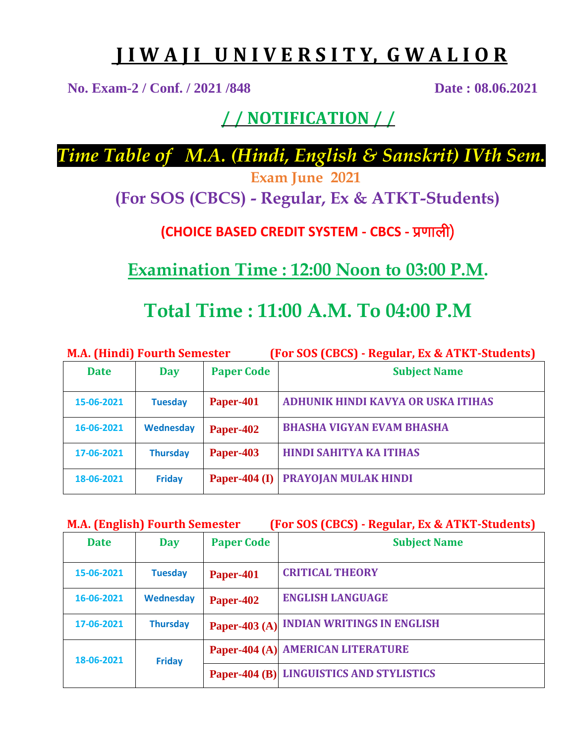# J I W A J I   U N I V E R S I T Y,  G W A L I O R

**No. Exam-2 / Conf. / 2021 /848** **Date : 08.06.2021**

## / / NOTIFICATION / /

## *Time Table of M.A. (Hindi, English & Sanskrit) IVth Sem.*

**Exam June 2021**

**(For SOS (CBCS) - Regular, Ex & ATKT-Students)**

**(CHOICE BASED CREDIT SYSTEM - CBCS - प्रणाली)**

## Examination Time : 12:00 Noon to 03:00 P.M.

## Total Time : 11:00 A.M. To 04:00 P.M

**M.A. (Hindi) Fourth Semester** **(For SOS (CBCS) - Regular, Ex & ATKT-Students)**

| Date | Day | Paper Code | Subject Name |
|---|---|---|---|
| 15-06-2021 | Tuesday | Paper-401 | ADHUNIK HINDI KAVYA OR USKA ITIHAS |
| 16-06-2021 | Wednesday | Paper-402 | BHASHA VIGYAN EVAM BHASHA |
| 17-06-2021 | Thursday | Paper-403 | HINDI SAHITYA KA ITIHAS |
| 18-06-2021 | Friday | Paper-404 (I) | PRAYOJAN MULAK HINDI |

**M.A. (English) Fourth Semester** **(For SOS (CBCS) - Regular, Ex & ATKT-Students)**

| Date | Day | Paper Code | Subject Name |
|---|---|---|---|
| 15-06-2021 | Tuesday | Paper-401 | CRITICAL THEORY |
| 16-06-2021 | Wednesday | Paper-402 | ENGLISH LANGUAGE |
| 17-06-2021 | Thursday | Paper-403 (A) | INDIAN WRITINGS IN ENGLISH |
| 18-06-2021 | Friday | Paper-404 (A) | AMERICAN LITERATURE |
| | | Paper-404 (B) | LINGUISTICS AND STYLISTICS |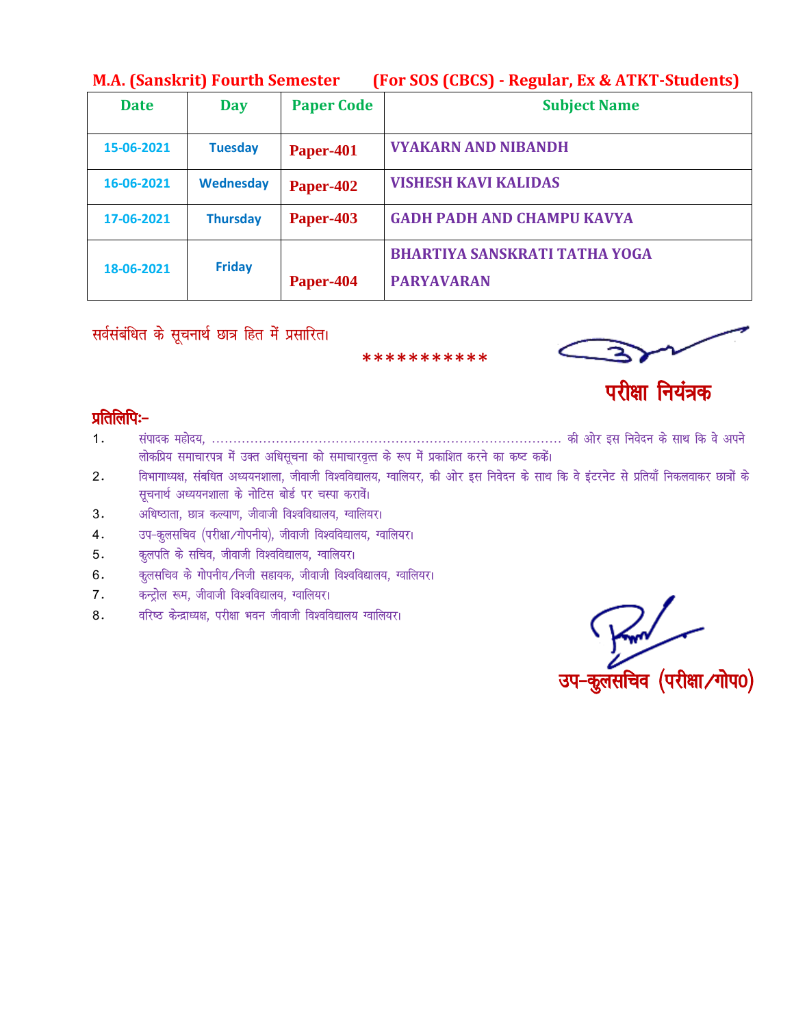**M.A. (Sanskrit) Fourth Semester (For SOS (CBCS) - Regular, Ex & ATKT-Students)**

| Date | Day | Paper Code | Subject Name |
|---|---|---|---|
| 15-06-2021 | Tuesday | Paper-401 | VYAKARN AND NIBANDH |
| 16-06-2021 | Wednesday | Paper-402 | VISHESH KAVI KALIDAS |
| 17-06-2021 | Thursday | Paper-403 | GADH PADH AND CHAMPU KAVYA |
| 18-06-2021 | Friday | Paper-404 | BHARTIYA SANSKRATI TATHA YOGA PARYAVARAN |

सर्वसंबंधित के सूचनार्थ छात्र हित में प्रसारित।

***********

**परीक्षा नियंत्रक**

**प्रतिलिपिः-**

1. संपादक महोदय, ................................................................................ की ओर इस निवेदन के साथ कि वे अपने लोकप्रिय समाचारपत्र में उक्त अधिसूचना को समाचारवृत्त के रूप में प्रकाशित करने का कष्ट करें।
2. विभागाध्यक्ष, संबधित अध्ययनशाला, जीवाजी विश्वविद्यालय, ग्वालियर, की ओर इस निवेदन के साथ कि वे इंटरनेट से प्रतियाँ निकलवाकर छात्रों के सूचनार्थ अध्ययनशाला के नोटिस बोर्ड पर चस्पा करावें।
3. अधिष्ठाता, छात्र कल्याण, जीवाजी विश्वविद्यालय, ग्वालियर।
4. उप-कुलसचिव (परीक्षा/गोपनीय), जीवाजी विश्वविद्यालय, ग्वालियर।
5. कुलपति के सचिव, जीवाजी विश्वविद्यालय, ग्वालियर।
6. कुलसचिव के गोपनीय/निजी सहायक, जीवाजी विश्वविद्यालय, ग्वालियर।
7. कन्ट्रोल रूम, जीवाजी विश्वविद्यालय, ग्वालियर।
8. वरिष्ठ केन्द्राध्यक्ष, परीक्षा भवन जीवाजी विश्वविद्यालय ग्वालियर।

**उप-कुलसचिव (परीक्षा/गोप0)**